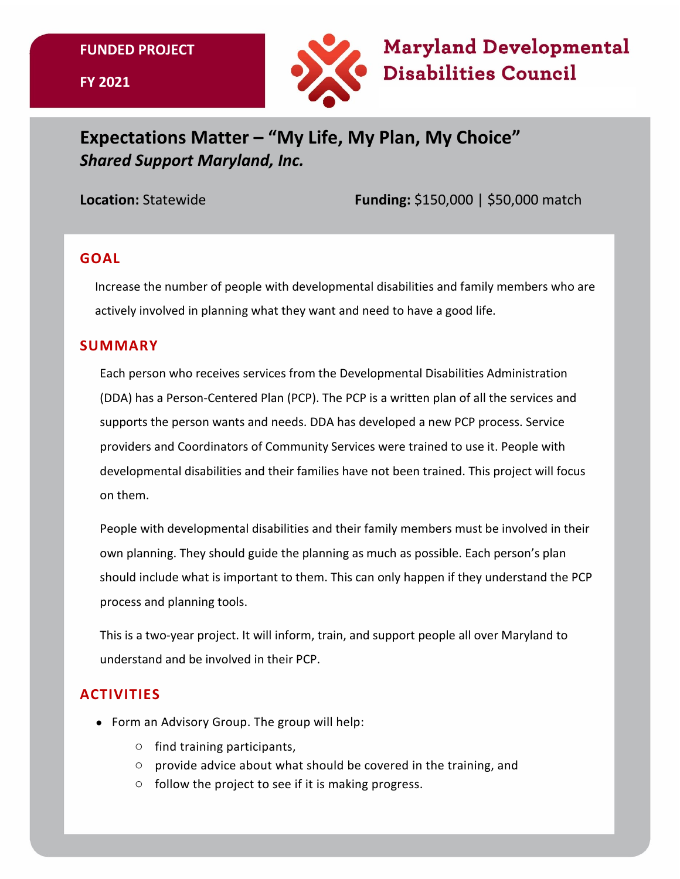**FUNDED PROJECT**

**FY 2021**

Maryland Developmental Disabilities Council

# Expectations Matter – "My Life, My Plan, My Choice"

***Shared Support Maryland, Inc.***

**Location:** Statewide

**Funding:** $150,000 | $50,000 match

## GOAL

Increase the number of people with developmental disabilities and family members who are actively involved in planning what they want and need to have a good life.

## SUMMARY

Each person who receives services from the Developmental Disabilities Administration (DDA) has a Person-Centered Plan (PCP). The PCP is a written plan of all the services and supports the person wants and needs. DDA has developed a new PCP process. Service providers and Coordinators of Community Services were trained to use it. People with developmental disabilities and their families have not been trained. This project will focus on them.

People with developmental disabilities and their family members must be involved in their own planning. They should guide the planning as much as possible. Each person's plan should include what is important to them. This can only happen if they understand the PCP process and planning tools.

This is a two-year project. It will inform, train, and support people all over Maryland to understand and be involved in their PCP.

## ACTIVITIES

- Form an Advisory Group. The group will help:
  - find training participants,
  - provide advice about what should be covered in the training, and
  - follow the project to see if it is making progress.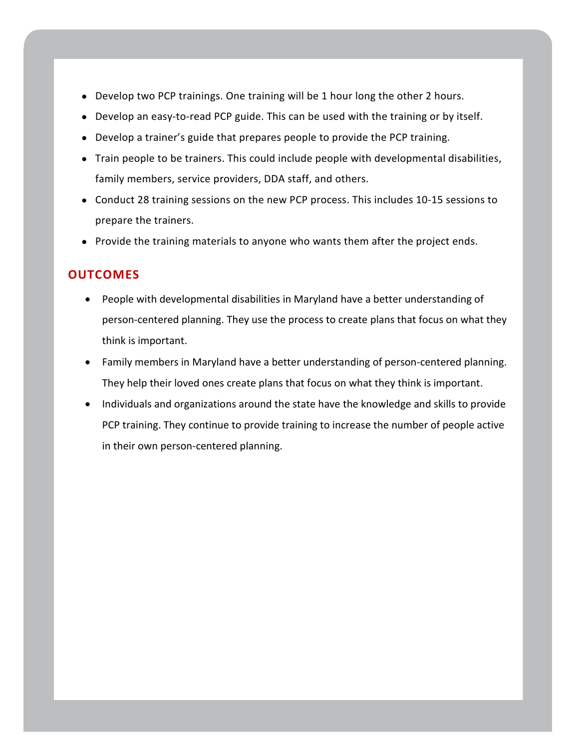- Develop two PCP trainings. One training will be 1 hour long the other 2 hours.
- Develop an easy-to-read PCP guide. This can be used with the training or by itself.
- Develop a trainer's guide that prepares people to provide the PCP training.
- Train people to be trainers. This could include people with developmental disabilities, family members, service providers, DDA staff, and others.
- Conduct 28 training sessions on the new PCP process. This includes 10-15 sessions to prepare the trainers.
- Provide the training materials to anyone who wants them after the project ends.

## OUTCOMES

- People with developmental disabilities in Maryland have a better understanding of person-centered planning. They use the process to create plans that focus on what they think is important.
- Family members in Maryland have a better understanding of person-centered planning. They help their loved ones create plans that focus on what they think is important.
- Individuals and organizations around the state have the knowledge and skills to provide PCP training. They continue to provide training to increase the number of people active in their own person-centered planning.